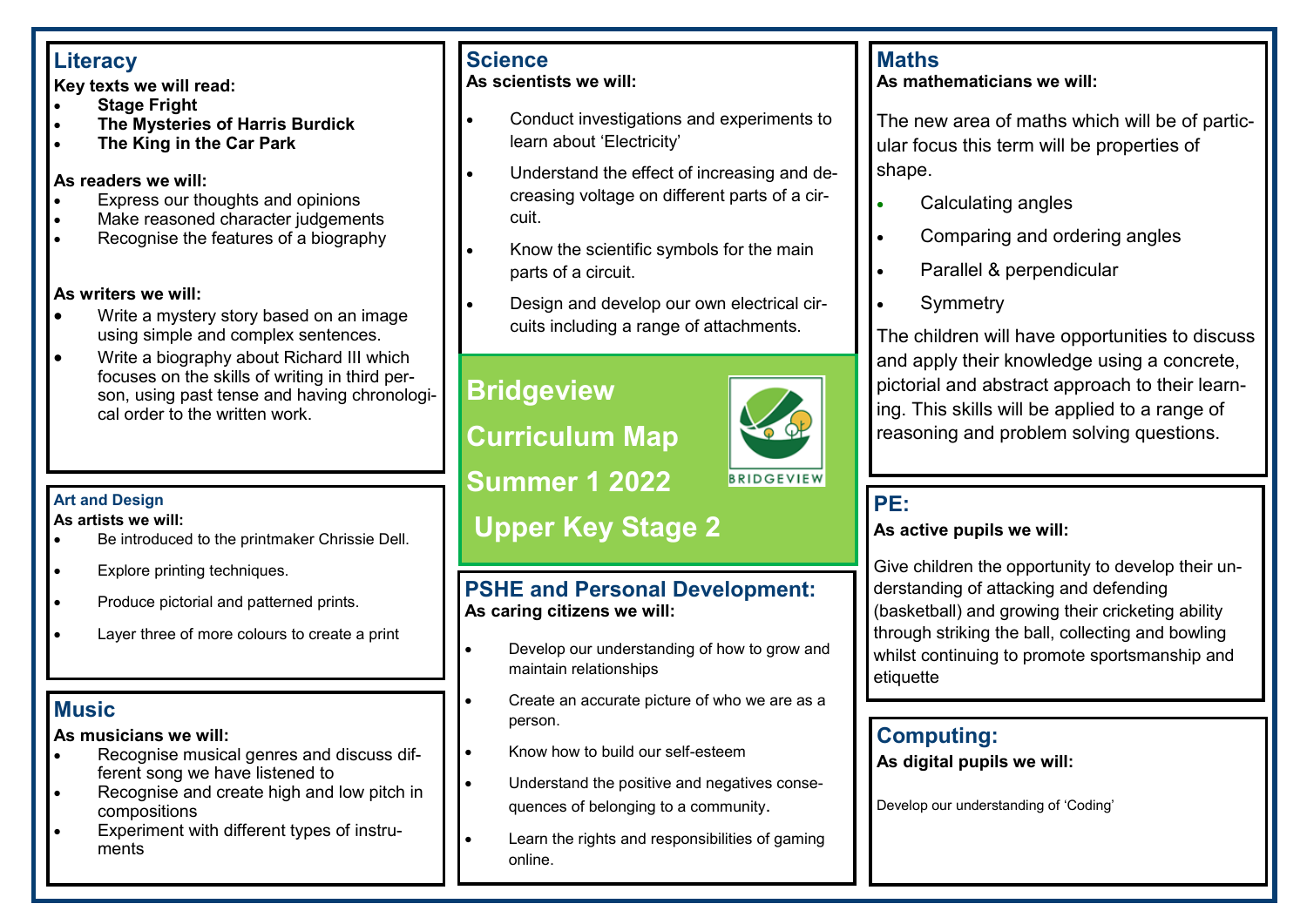# Bridgeview Curriculum Map Summer 1 2022 Upper Key Stage 2

## Literacy

**Key texts we will read:**

- **Stage Fright**
- **The Mysteries of Harris Burdick**
- **The King in the Car Park**

**As readers we will:**

- Express our thoughts and opinions
- Make reasoned character judgements
- Recognise the features of a biography

**As writers we will:**

- Write a mystery story based on an image using simple and complex sentences.
- Write a biography about Richard III which focuses on the skills of writing in third person, using past tense and having chronological order to the written work.

## Art and Design

**As artists we will:**

- Be introduced to the printmaker Chrissie Dell.
- Explore printing techniques.
- Produce pictorial and patterned prints.
- Layer three of more colours to create a print

## Music

**As musicians we will:**

- Recognise musical genres and discuss different song we have listened to
- Recognise and create high and low pitch in compositions
- Experiment with different types of instruments

## Science

**As scientists we will:**

- Conduct investigations and experiments to learn about 'Electricity'
- Understand the effect of increasing and decreasing voltage on different parts of a circuit.
- Know the scientific symbols for the main parts of a circuit.
- Design and develop our own electrical circuits including a range of attachments.

## PSHE and Personal Development:

**As caring citizens we will:**

- Develop our understanding of how to grow and maintain relationships
- Create an accurate picture of who we are as a person.
- Know how to build our self-esteem
- Understand the positive and negatives consequences of belonging to a community.
- Learn the rights and responsibilities of gaming online.

## Maths

**As mathematicians we will:**

The new area of maths which will be of particular focus this term will be properties of shape.

- Calculating angles
- Comparing and ordering angles
- Parallel & perpendicular
- Symmetry

The children will have opportunities to discuss and apply their knowledge using a concrete, pictorial and abstract approach to their learning. This skills will be applied to a range of reasoning and problem solving questions.

## PE:

**As active pupils we will:**

Give children the opportunity to develop their understanding of attacking and defending (basketball) and growing their cricketing ability through striking the ball, collecting and bowling whilst continuing to promote sportsmanship and etiquette

## Computing:

**As digital pupils we will:**

Develop our understanding of 'Coding'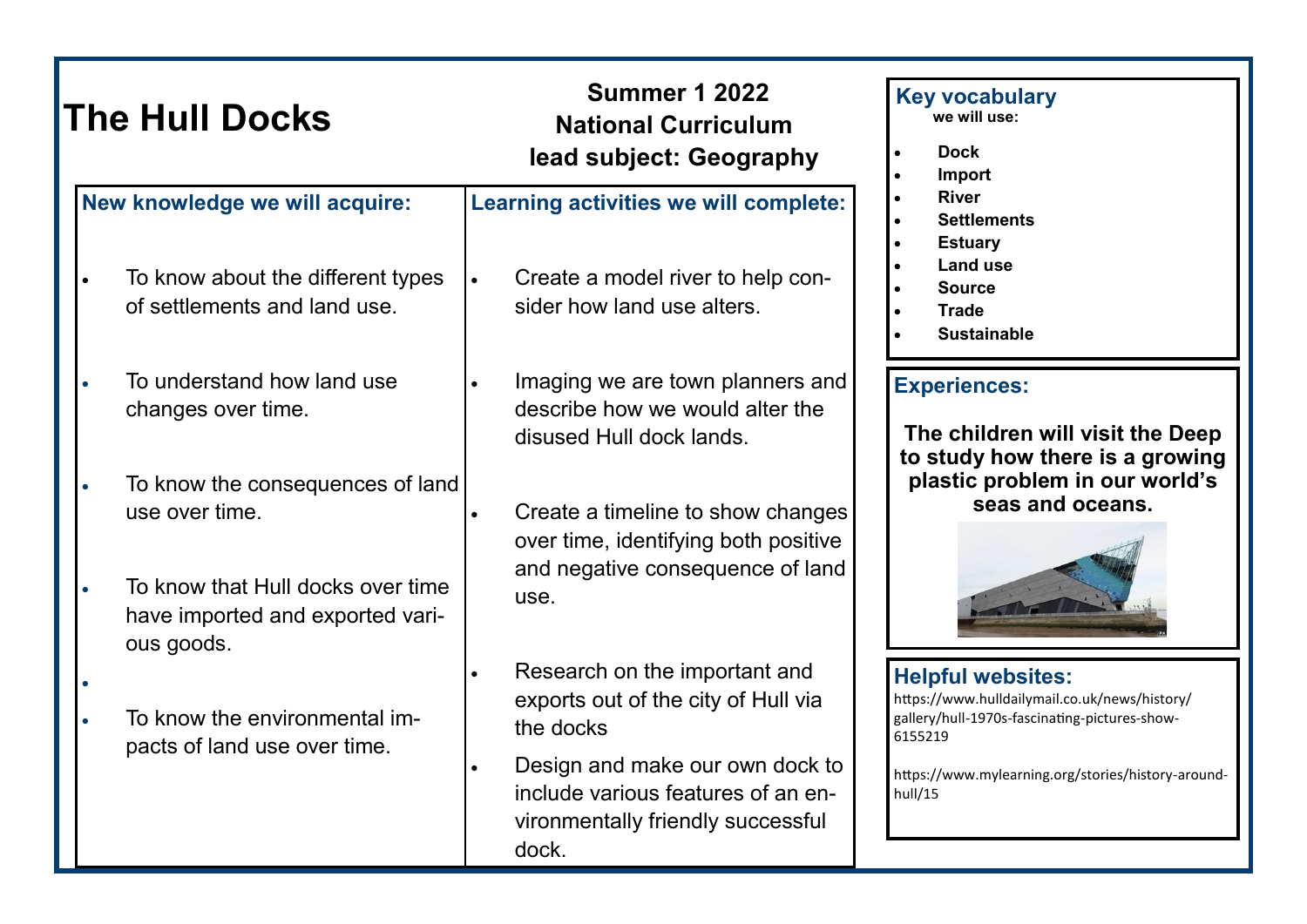# The Hull Docks

**Summer 1 2022**
**National Curriculum**
**lead subject: Geography**

## New knowledge we will acquire:

- To know about the different types of settlements and land use.
- To understand how land use changes over time.
- To know the consequences of land use over time.
- To know that Hull docks over time have imported and exported various goods.
- 
- To know the environmental impacts of land use over time.

## Learning activities we will complete:

- Create a model river to help consider how land use alters.
- Imaging we are town planners and describe how we would alter the disused Hull dock lands.
- Create a timeline to show changes over time, identifying both positive and negative consequence of land use.
- Research on the important and exports out of the city of Hull via the docks
- Design and make our own dock to include various features of an environmentally friendly successful dock.

## Key vocabulary

**we will use:**

- **Dock**
- **Import**
- **River**
- **Settlements**
- **Estuary**
- **Land use**
- **Source**
- **Trade**
- **Sustainable**

## Experiences:

**The children will visit the Deep to study how there is a growing plastic problem in our world's seas and oceans.**

## Helpful websites:

https://www.hulldailymail.co.uk/news/history/gallery/hull-1970s-fascinating-pictures-show-6155219

https://www.mylearning.org/stories/history-around-hull/15